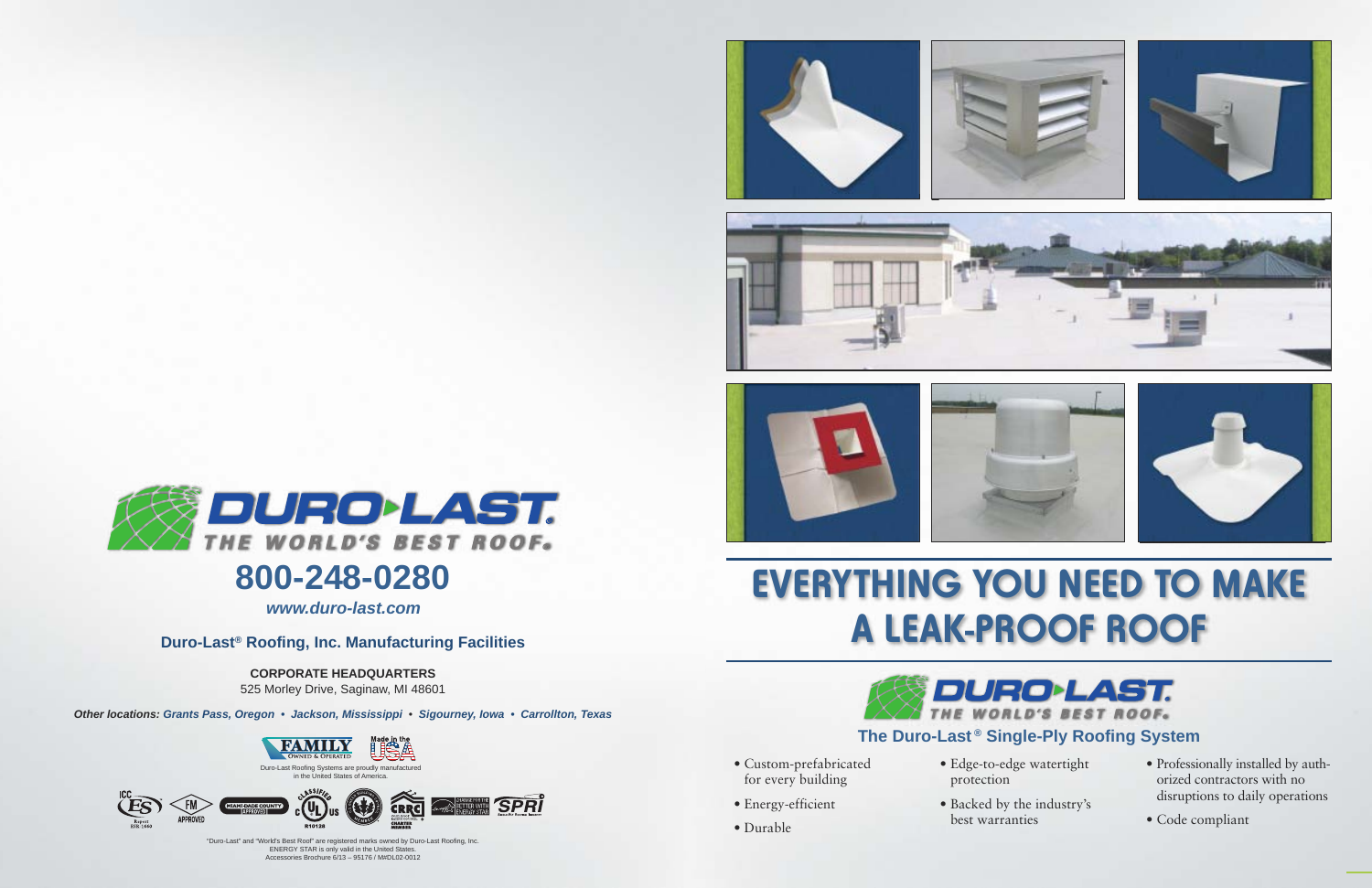# EVERYTHING YOU NEED TO MAKE A LEAK-PROOF ROOF

DURO-LAST. THE WORLD'S BEST ROOF.

## The Duro-Last® Single-Ply Roofing System

- Custom-prefabricated for every building
- Energy-efficient
- Durable
- Edge-to-edge watertight protection
- Backed by the industry's best warranties
- Professionally installed by authorized contractors with no disruptions to daily operations
- Code compliant

DURO-LAST. THE WORLD'S BEST ROOF.

## 800-248-0280

***www.duro-last.com***

### Duro-Last® Roofing, Inc. Manufacturing Facilities

**CORPORATE HEADQUARTERS**
525 Morley Drive, Saginaw, MI 48601

***Other locations:*** *Grants Pass, Oregon • Jackson, Mississippi • Sigourney, Iowa • Carrollton, Texas*

FAMILY OWNED & OPERATED — Made in the USA

Duro-Last Roofing Systems are proudly manufactured in the United States of America.

"Duro-Last" and "World's Best Roof" are registered marks owned by Duro-Last Roofing, Inc.
ENERGY STAR is only valid in the United States.
Accessories Brochure 6/13 – 95176 / M#DL02-0012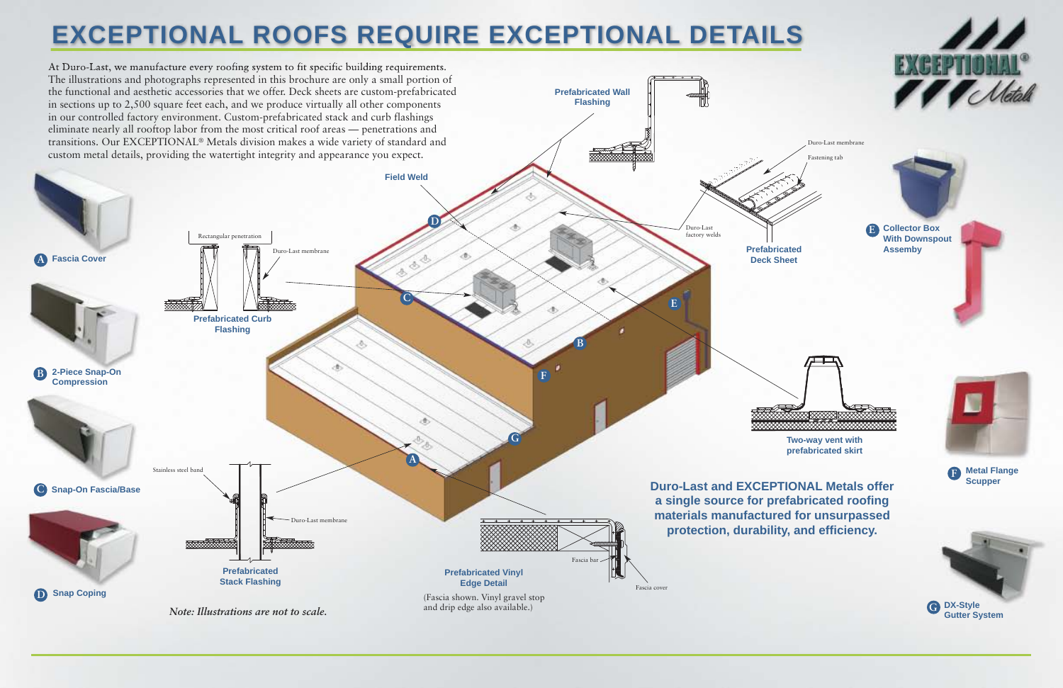# EXCEPTIONAL ROOFS REQUIRE EXCEPTIONAL DETAILS

At Duro-Last, we manufacture every roofing system to fit specific building requirements. The illustrations and photographs represented in this brochure are only a small portion of the functional and aesthetic accessories that we offer. Deck sheets are custom-prefabricated in sections up to 2,500 square feet each, and we produce virtually all other components in our controlled factory environment. Custom-prefabricated stack and curb flashings eliminate nearly all rooftop labor from the most critical roof areas — penetrations and transitions. Our EXCEPTIONAL® Metals division makes a wide variety of standard and custom metal details, providing the watertight integrity and appearance you expect.

EXCEPTIONAL® Metals

**A** Fascia Cover

**B** 2-Piece Snap-On Compression

**C** Snap-On Fascia/Base

**D** Snap Coping

**E** Collector Box With Downspout Assemby

**F** Metal Flange Scupper

**G** DX-Style Gutter System

Rectangular penetration

Duro-Last membrane

**Prefabricated Curb Flashing**

Field Weld

**Prefabricated Wall Flashing**

Duro-Last membrane

Fastening tab

Duro-Last factory welds

**Prefabricated Deck Sheet**

**Two-way vent with prefabricated skirt**

Stainless steel band

Duro-Last membrane

**Prefabricated Stack Flashing**

Fascia bar

Fascia cover

**Prefabricated Vinyl Edge Detail**

(Fascia shown. Vinyl gravel stop and drip edge also available.)

**Duro-Last and EXCEPTIONAL Metals offer a single source for prefabricated roofing materials manufactured for unsurpassed protection, durability, and efficiency.**

*Note: Illustrations are not to scale.*